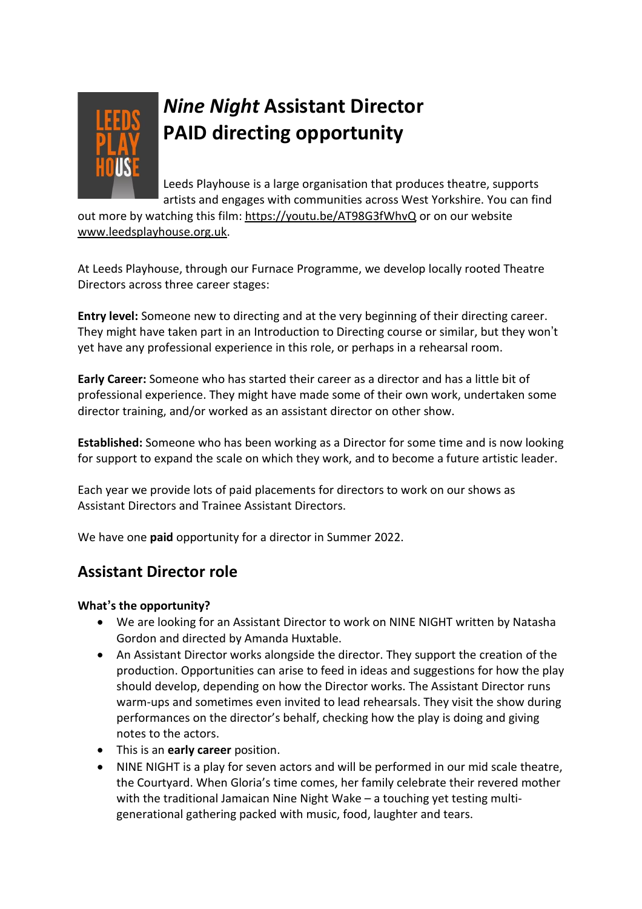# *Nine Night* Assistant Director
# PAID directing opportunity

Leeds Playhouse is a large organisation that produces theatre, supports artists and engages with communities across West Yorkshire. You can find out more by watching this film: https://youtu.be/AT98G3fWhvQ or on our website www.leedsplayhouse.org.uk.

At Leeds Playhouse, through our Furnace Programme, we develop locally rooted Theatre Directors across three career stages:

**Entry level:** Someone new to directing and at the very beginning of their directing career. They might have taken part in an Introduction to Directing course or similar, but they won't yet have any professional experience in this role, or perhaps in a rehearsal room.

**Early Career:** Someone who has started their career as a director and has a little bit of professional experience. They might have made some of their own work, undertaken some director training, and/or worked as an assistant director on other show.

**Established:** Someone who has been working as a Director for some time and is now looking for support to expand the scale on which they work, and to become a future artistic leader.

Each year we provide lots of paid placements for directors to work on our shows as Assistant Directors and Trainee Assistant Directors.

We have one **paid** opportunity for a director in Summer 2022.

## Assistant Director role

**What's the opportunity?**

- We are looking for an Assistant Director to work on NINE NIGHT written by Natasha Gordon and directed by Amanda Huxtable.
- An Assistant Director works alongside the director. They support the creation of the production. Opportunities can arise to feed in ideas and suggestions for how the play should develop, depending on how the Director works. The Assistant Director runs warm-ups and sometimes even invited to lead rehearsals. They visit the show during performances on the director's behalf, checking how the play is doing and giving notes to the actors.
- This is an **early career** position.
- NINE NIGHT is a play for seven actors and will be performed in our mid scale theatre, the Courtyard. When Gloria's time comes, her family celebrate their revered mother with the traditional Jamaican Nine Night Wake – a touching yet testing multi-generational gathering packed with music, food, laughter and tears.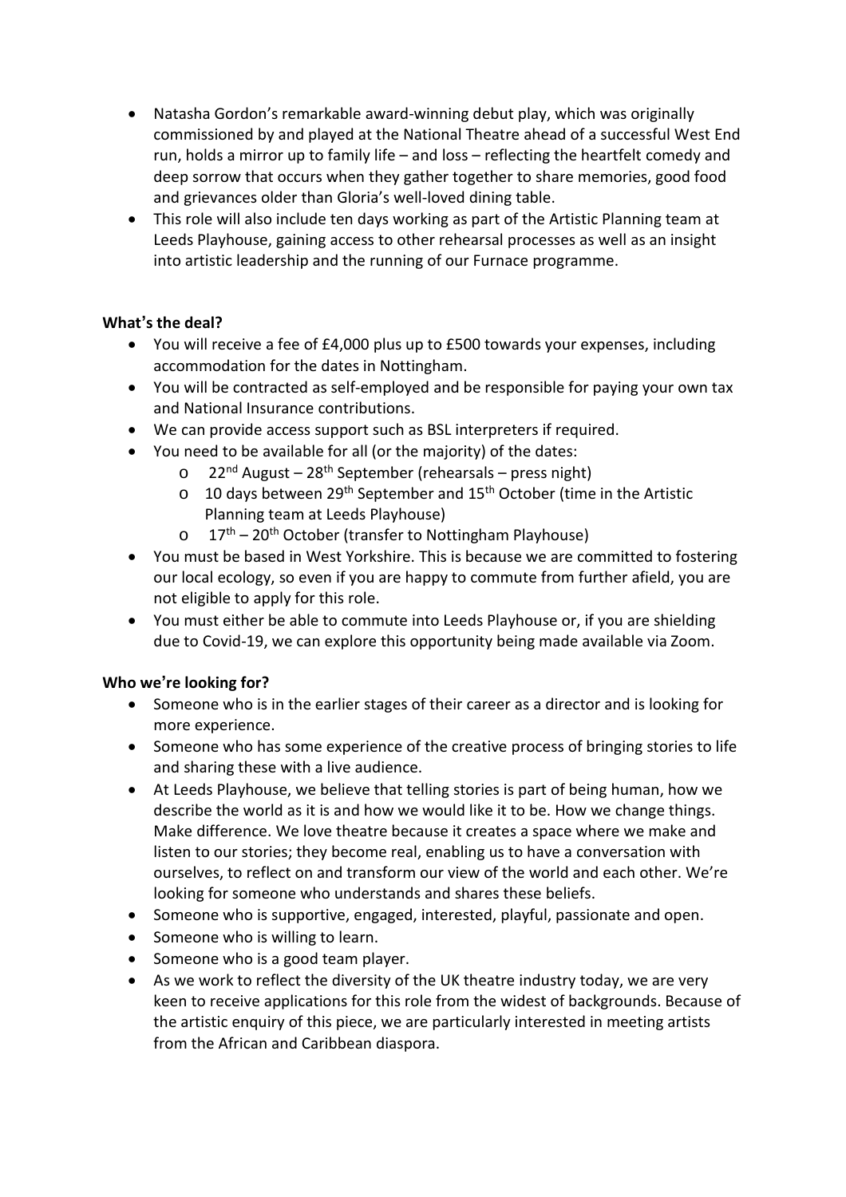- Natasha Gordon's remarkable award-winning debut play, which was originally commissioned by and played at the National Theatre ahead of a successful West End run, holds a mirror up to family life – and loss – reflecting the heartfelt comedy and deep sorrow that occurs when they gather together to share memories, good food and grievances older than Gloria's well-loved dining table.
- This role will also include ten days working as part of the Artistic Planning team at Leeds Playhouse, gaining access to other rehearsal processes as well as an insight into artistic leadership and the running of our Furnace programme.

**What's the deal?**

- You will receive a fee of £4,000 plus up to £500 towards your expenses, including accommodation for the dates in Nottingham.
- You will be contracted as self-employed and be responsible for paying your own tax and National Insurance contributions.
- We can provide access support such as BSL interpreters if required.
- You need to be available for all (or the majority) of the dates:
  - 22nd August – 28th September (rehearsals – press night)
  - 10 days between 29th September and 15th October (time in the Artistic Planning team at Leeds Playhouse)
  - 17th – 20th October (transfer to Nottingham Playhouse)
- You must be based in West Yorkshire. This is because we are committed to fostering our local ecology, so even if you are happy to commute from further afield, you are not eligible to apply for this role.
- You must either be able to commute into Leeds Playhouse or, if you are shielding due to Covid-19, we can explore this opportunity being made available via Zoom.

**Who we're looking for?**

- Someone who is in the earlier stages of their career as a director and is looking for more experience.
- Someone who has some experience of the creative process of bringing stories to life and sharing these with a live audience.
- At Leeds Playhouse, we believe that telling stories is part of being human, how we describe the world as it is and how we would like it to be. How we change things. Make difference. We love theatre because it creates a space where we make and listen to our stories; they become real, enabling us to have a conversation with ourselves, to reflect on and transform our view of the world and each other. We're looking for someone who understands and shares these beliefs.
- Someone who is supportive, engaged, interested, playful, passionate and open.
- Someone who is willing to learn.
- Someone who is a good team player.
- As we work to reflect the diversity of the UK theatre industry today, we are very keen to receive applications for this role from the widest of backgrounds. Because of the artistic enquiry of this piece, we are particularly interested in meeting artists from the African and Caribbean diaspora.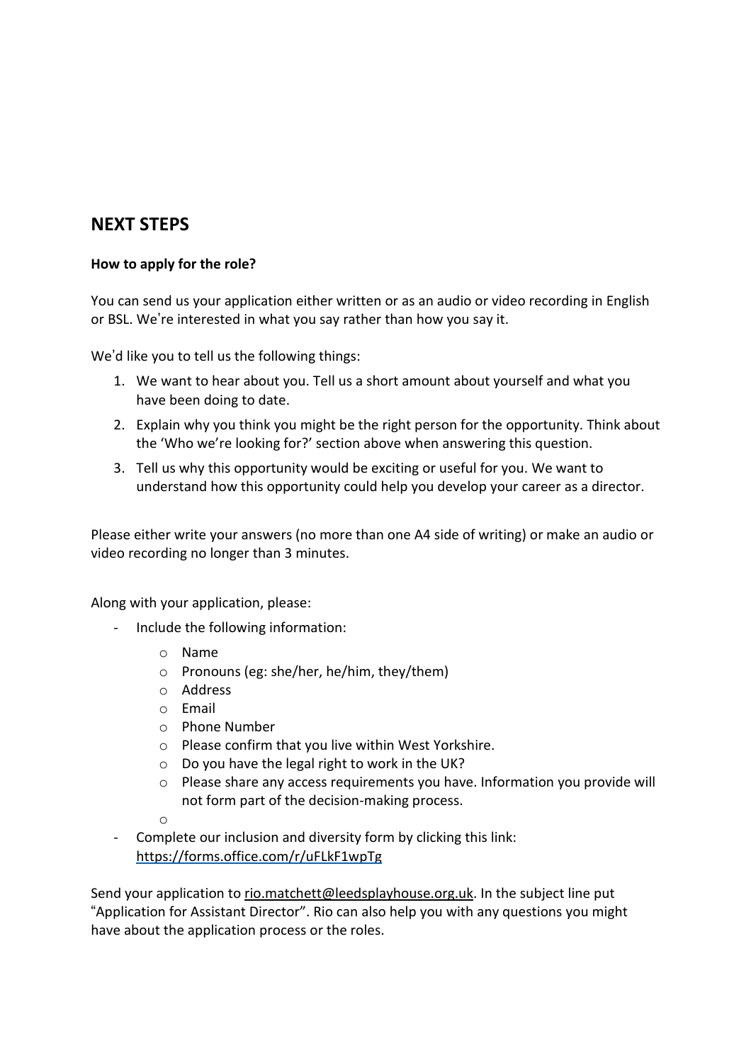## NEXT STEPS

**How to apply for the role?**

You can send us your application either written or as an audio or video recording in English or BSL. We're interested in what you say rather than how you say it.

We'd like you to tell us the following things:

1. We want to hear about you. Tell us a short amount about yourself and what you have been doing to date.
2. Explain why you think you might be the right person for the opportunity. Think about the 'Who we're looking for?' section above when answering this question.
3. Tell us why this opportunity would be exciting or useful for you. We want to understand how this opportunity could help you develop your career as a director.

Please either write your answers (no more than one A4 side of writing) or make an audio or video recording no longer than 3 minutes.

Along with your application, please:

- Include the following information:
  - Name
  - Pronouns (eg: she/her, he/him, they/them)
  - Address
  - Email
  - Phone Number
  - Please confirm that you live within West Yorkshire.
  - Do you have the legal right to work in the UK?
  - Please share any access requirements you have. Information you provide will not form part of the decision-making process.
- Complete our inclusion and diversity form by clicking this link: https://forms.office.com/r/uFLkF1wpTg

Send your application to rio.matchett@leedsplayhouse.org.uk. In the subject line put "Application for Assistant Director". Rio can also help you with any questions you might have about the application process or the roles.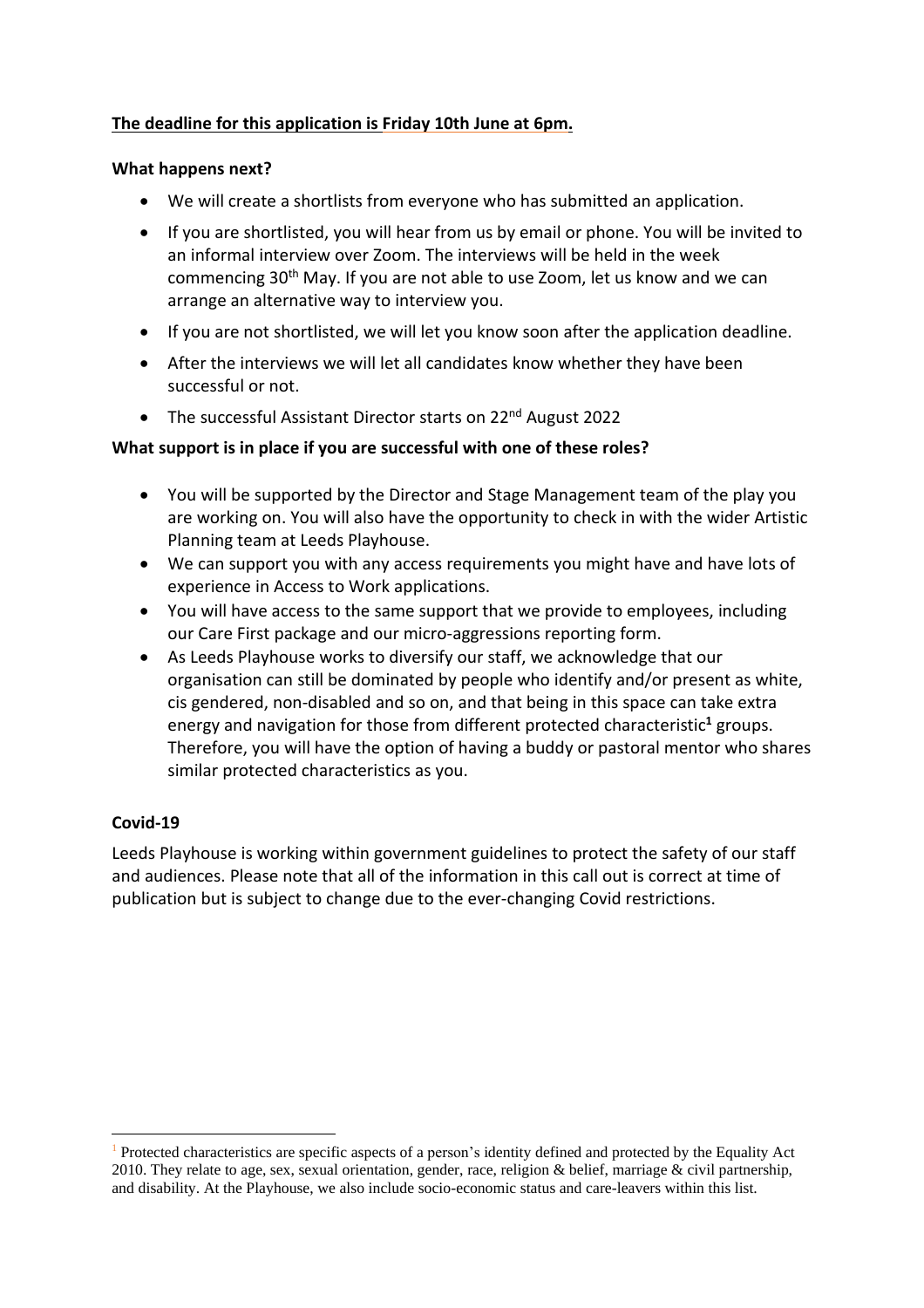**The deadline for this application is Friday 10th June at 6pm.**

**What happens next?**

- We will create a shortlists from everyone who has submitted an application.
- If you are shortlisted, you will hear from us by email or phone. You will be invited to an informal interview over Zoom. The interviews will be held in the week commencing 30th May. If you are not able to use Zoom, let us know and we can arrange an alternative way to interview you.
- If you are not shortlisted, we will let you know soon after the application deadline.
- After the interviews we will let all candidates know whether they have been successful or not.
- The successful Assistant Director starts on 22nd August 2022

**What support is in place if you are successful with one of these roles?**

- You will be supported by the Director and Stage Management team of the play you are working on. You will also have the opportunity to check in with the wider Artistic Planning team at Leeds Playhouse.
- We can support you with any access requirements you might have and have lots of experience in Access to Work applications.
- You will have access to the same support that we provide to employees, including our Care First package and our micro-aggressions reporting form.
- As Leeds Playhouse works to diversify our staff, we acknowledge that our organisation can still be dominated by people who identify and/or present as white, cis gendered, non-disabled and so on, and that being in this space can take extra energy and navigation for those from different protected characteristic[1] groups. Therefore, you will have the option of having a buddy or pastoral mentor who shares similar protected characteristics as you.

**Covid-19**

Leeds Playhouse is working within government guidelines to protect the safety of our staff and audiences. Please note that all of the information in this call out is correct at time of publication but is subject to change due to the ever-changing Covid restrictions.

[1] Protected characteristics are specific aspects of a person's identity defined and protected by the Equality Act 2010. They relate to age, sex, sexual orientation, gender, race, religion & belief, marriage & civil partnership, and disability. At the Playhouse, we also include socio-economic status and care-leavers within this list.